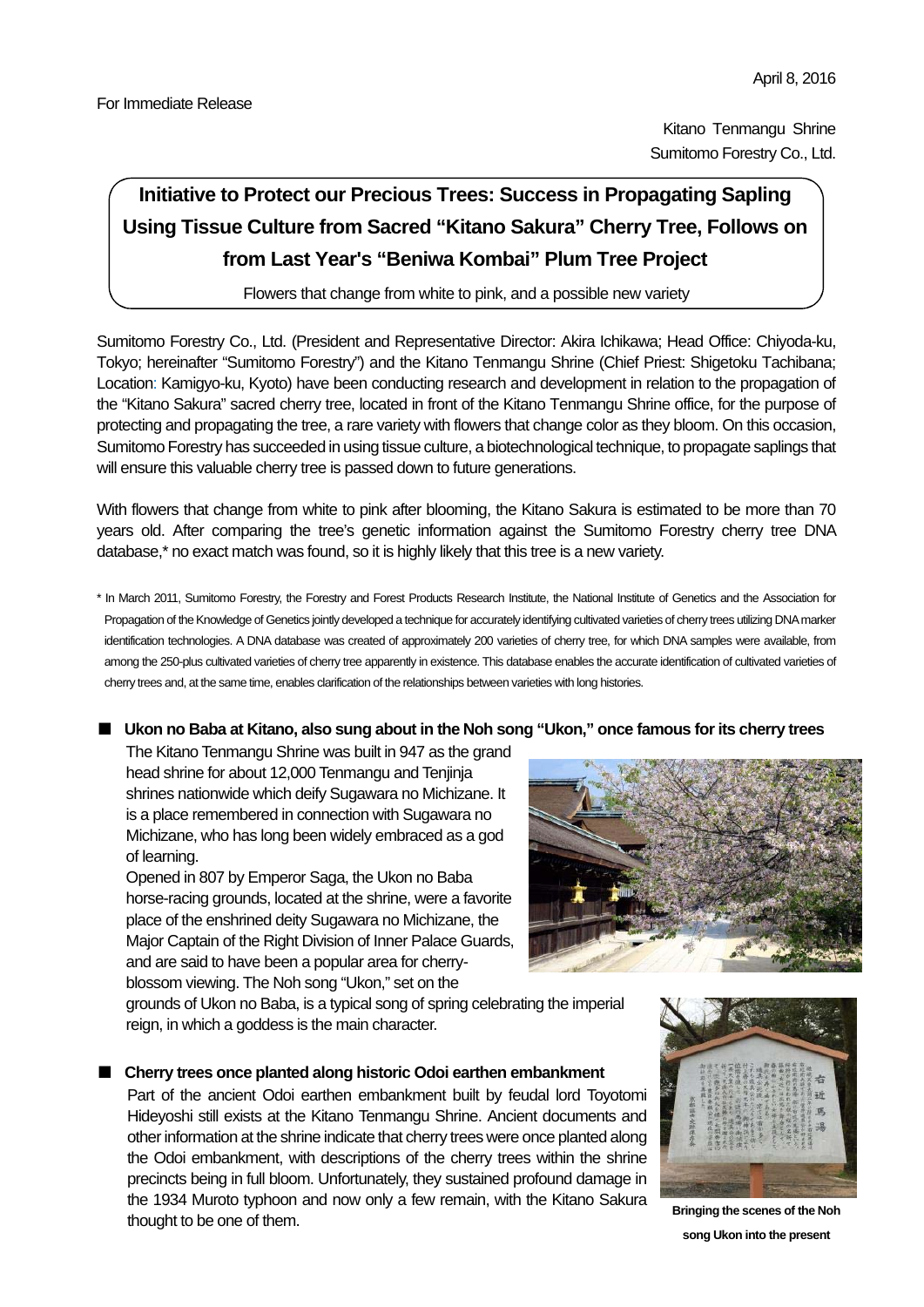April 8, 2016

For Immediate Release

Kitano Tenmangu Shrine
Sumitomo Forestry Co., Ltd.

# Initiative to Protect our Precious Trees: Success in Propagating Sapling Using Tissue Culture from Sacred "Kitano Sakura" Cherry Tree, Follows on from Last Year's "Beniwa Kombai" Plum Tree Project

Flowers that change from white to pink, and a possible new variety

Sumitomo Forestry Co., Ltd. (President and Representative Director: Akira Ichikawa; Head Office: Chiyoda-ku, Tokyo; hereinafter "Sumitomo Forestry") and the Kitano Tenmangu Shrine (Chief Priest: Shigetoku Tachibana; Location: Kamigyo-ku, Kyoto) have been conducting research and development in relation to the propagation of the "Kitano Sakura" sacred cherry tree, located in front of the Kitano Tenmangu Shrine office, for the purpose of protecting and propagating the tree, a rare variety with flowers that change color as they bloom. On this occasion, Sumitomo Forestry has succeeded in using tissue culture, a biotechnological technique, to propagate saplings that will ensure this valuable cherry tree is passed down to future generations.

With flowers that change from white to pink after blooming, the Kitano Sakura is estimated to be more than 70 years old. After comparing the tree's genetic information against the Sumitomo Forestry cherry tree DNA database,* no exact match was found, so it is highly likely that this tree is a new variety.

\* In March 2011, Sumitomo Forestry, the Forestry and Forest Products Research Institute, the National Institute of Genetics and the Association for Propagation of the Knowledge of Genetics jointly developed a technique for accurately identifying cultivated varieties of cherry trees utilizing DNA marker identification technologies. A DNA database was created of approximately 200 varieties of cherry tree, for which DNA samples were available, from among the 250-plus cultivated varieties of cherry tree apparently in existence. This database enables the accurate identification of cultivated varieties of cherry trees and, at the same time, enables clarification of the relationships between varieties with long histories.

## ■ Ukon no Baba at Kitano, also sung about in the Noh song "Ukon," once famous for its cherry trees

The Kitano Tenmangu Shrine was built in 947 as the grand head shrine for about 12,000 Tenmangu and Tenjinja shrines nationwide which deify Sugawara no Michizane. It is a place remembered in connection with Sugawara no Michizane, who has long been widely embraced as a god of learning.

Opened in 807 by Emperor Saga, the Ukon no Baba horse-racing grounds, located at the shrine, were a favorite place of the enshrined deity Sugawara no Michizane, the Major Captain of the Right Division of Inner Palace Guards, and are said to have been a popular area for cherry-blossom viewing. The Noh song "Ukon," set on the grounds of Ukon no Baba, is a typical song of spring celebrating the imperial reign, in which a goddess is the main character.

## ■ Cherry trees once planted along historic Odoi earthen embankment

Part of the ancient Odoi earthen embankment built by feudal lord Toyotomi Hideyoshi still exists at the Kitano Tenmangu Shrine. Ancient documents and other information at the shrine indicate that cherry trees were once planted along the Odoi embankment, with descriptions of the cherry trees within the shrine precincts being in full bloom. Unfortunately, they sustained profound damage in the 1934 Muroto typhoon and now only a few remain, with the Kitano Sakura thought to be one of them.

**Bringing the scenes of the Noh song Ukon into the present**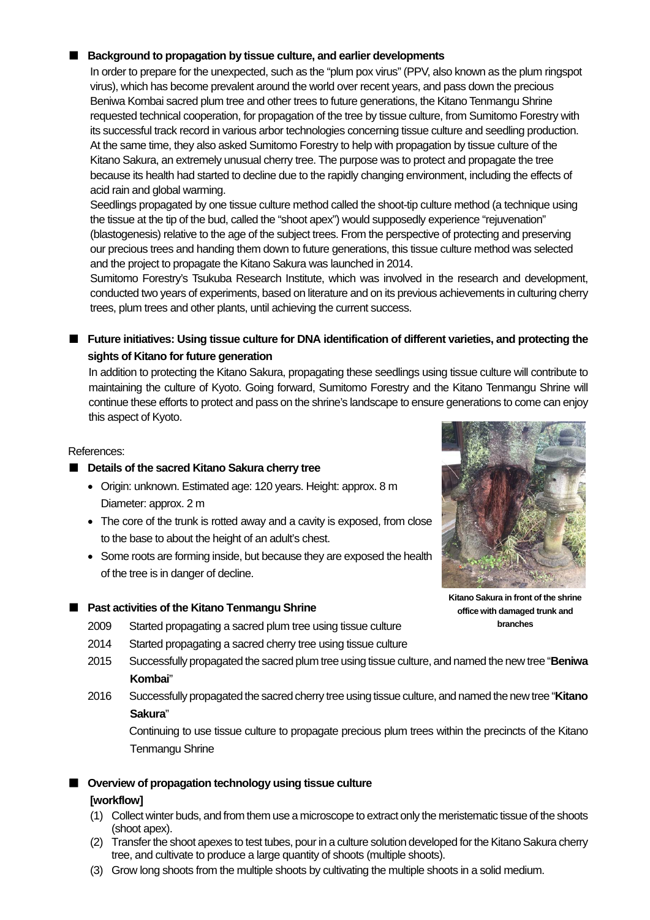## ■ Background to propagation by tissue culture, and earlier developments

In order to prepare for the unexpected, such as the "plum pox virus" (PPV, also known as the plum ringspot virus), which has become prevalent around the world over recent years, and pass down the precious Beniwa Kombai sacred plum tree and other trees to future generations, the Kitano Tenmangu Shrine requested technical cooperation, for propagation of the tree by tissue culture, from Sumitomo Forestry with its successful track record in various arbor technologies concerning tissue culture and seedling production. At the same time, they also asked Sumitomo Forestry to help with propagation by tissue culture of the Kitano Sakura, an extremely unusual cherry tree. The purpose was to protect and propagate the tree because its health had started to decline due to the rapidly changing environment, including the effects of acid rain and global warming.

Seedlings propagated by one tissue culture method called the shoot-tip culture method (a technique using the tissue at the tip of the bud, called the "shoot apex") would supposedly experience "rejuvenation" (blastogenesis) relative to the age of the subject trees. From the perspective of protecting and preserving our precious trees and handing them down to future generations, this tissue culture method was selected and the project to propagate the Kitano Sakura was launched in 2014.

Sumitomo Forestry's Tsukuba Research Institute, which was involved in the research and development, conducted two years of experiments, based on literature and on its previous achievements in culturing cherry trees, plum trees and other plants, until achieving the current success.

## ■ Future initiatives: Using tissue culture for DNA identification of different varieties, and protecting the sights of Kitano for future generation

In addition to protecting the Kitano Sakura, propagating these seedlings using tissue culture will contribute to maintaining the culture of Kyoto. Going forward, Sumitomo Forestry and the Kitano Tenmangu Shrine will continue these efforts to protect and pass on the shrine's landscape to ensure generations to come can enjoy this aspect of Kyoto.

References:

## ■ Details of the sacred Kitano Sakura cherry tree

- Origin: unknown. Estimated age: 120 years. Height: approx. 8 m Diameter: approx. 2 m
- The core of the trunk is rotted away and a cavity is exposed, from close to the base to about the height of an adult's chest.
- Some roots are forming inside, but because they are exposed the health of the tree is in danger of decline.

**Kitano Sakura in front of the shrine office with damaged trunk and branches**

## ■ Past activities of the Kitano Tenmangu Shrine

- 2009 Started propagating a sacred plum tree using tissue culture
- 2014 Started propagating a sacred cherry tree using tissue culture
- 2015 Successfully propagated the sacred plum tree using tissue culture, and named the new tree "**Beniwa Kombai**"
- 2016 Successfully propagated the sacred cherry tree using tissue culture, and named the new tree "**Kitano Sakura**"

  Continuing to use tissue culture to propagate precious plum trees within the precincts of the Kitano Tenmangu Shrine

## ■ Overview of propagation technology using tissue culture

**[workflow]**

(1) Collect winter buds, and from them use a microscope to extract only the meristematic tissue of the shoots (shoot apex).
(2) Transfer the shoot apexes to test tubes, pour in a culture solution developed for the Kitano Sakura cherry tree, and cultivate to produce a large quantity of shoots (multiple shoots).
(3) Grow long shoots from the multiple shoots by cultivating the multiple shoots in a solid medium.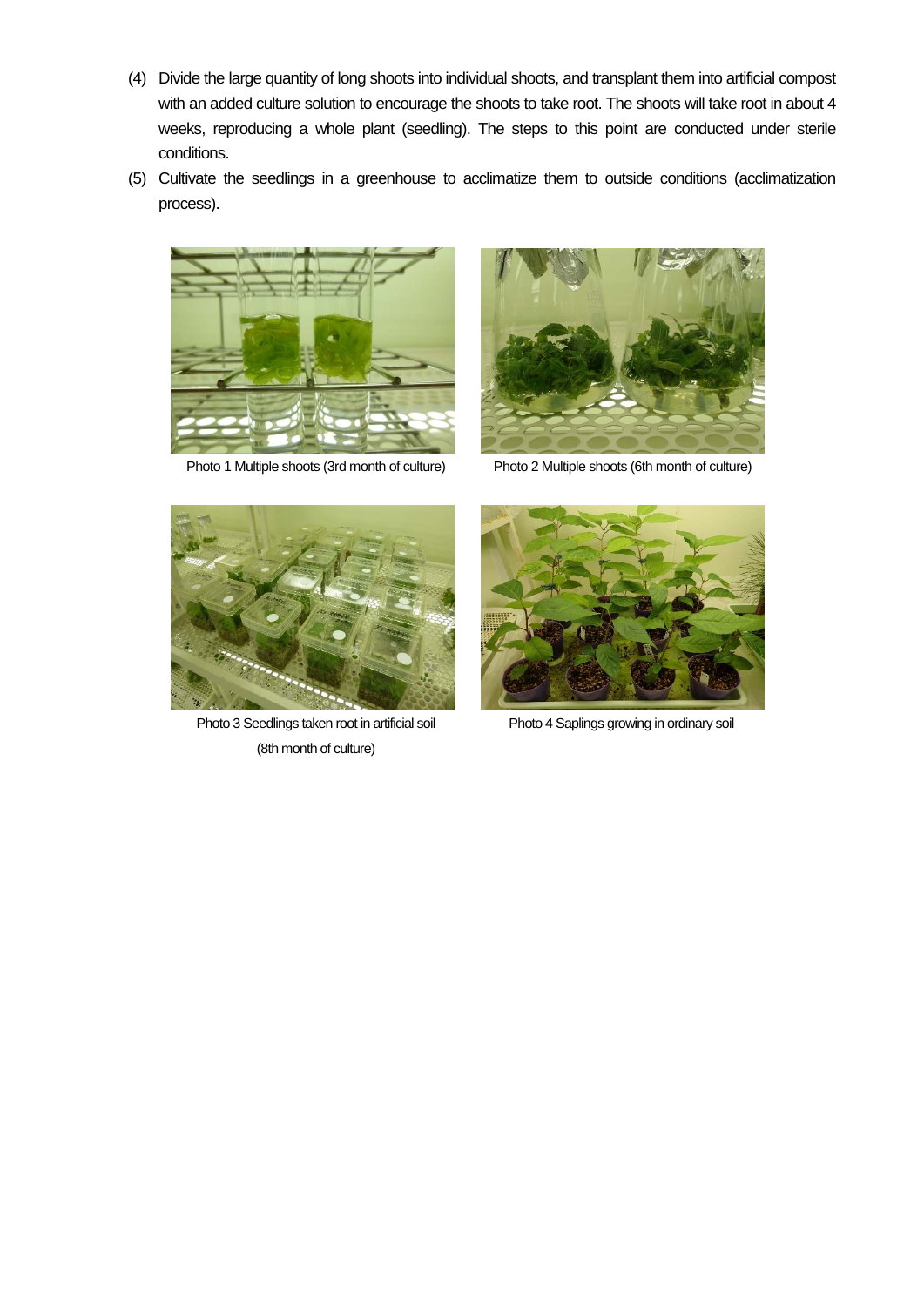(4) Divide the large quantity of long shoots into individual shoots, and transplant them into artificial compost with an added culture solution to encourage the shoots to take root. The shoots will take root in about 4 weeks, reproducing a whole plant (seedling). The steps to this point are conducted under sterile conditions.

(5) Cultivate the seedlings in a greenhouse to acclimatize them to outside conditions (acclimatization process).

Photo 1 Multiple shoots (3rd month of culture)

Photo 2 Multiple shoots (6th month of culture)

Photo 3 Seedlings taken root in artificial soil (8th month of culture)

Photo 4 Saplings growing in ordinary soil